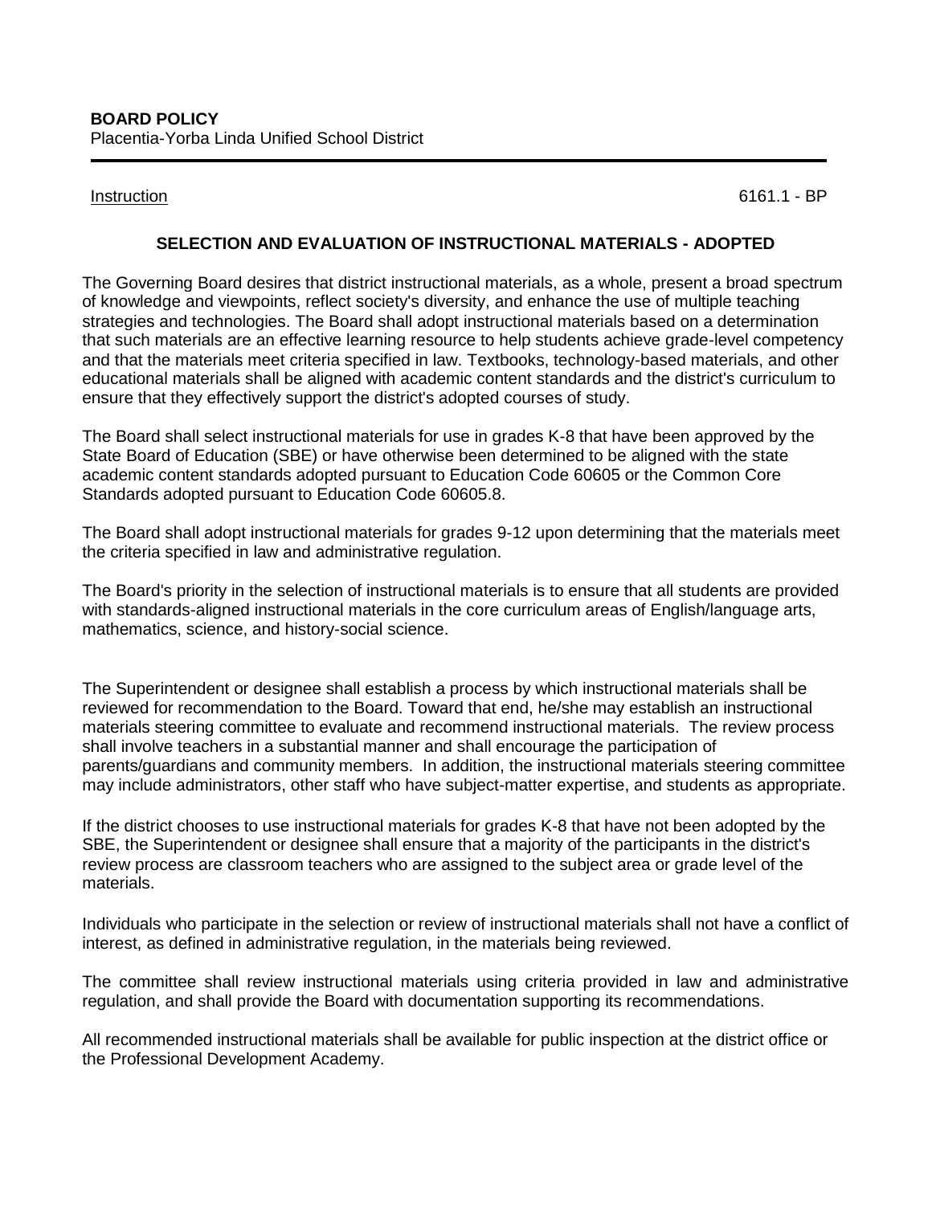**BOARD POLICY**
Placentia-Yorba Linda Unified School District

Instruction 6161.1 - BP

## SELECTION AND EVALUATION OF INSTRUCTIONAL MATERIALS - ADOPTED

The Governing Board desires that district instructional materials, as a whole, present a broad spectrum of knowledge and viewpoints, reflect society's diversity, and enhance the use of multiple teaching strategies and technologies. The Board shall adopt instructional materials based on a determination that such materials are an effective learning resource to help students achieve grade-level competency and that the materials meet criteria specified in law. Textbooks, technology-based materials, and other educational materials shall be aligned with academic content standards and the district's curriculum to ensure that they effectively support the district's adopted courses of study.

The Board shall select instructional materials for use in grades K-8 that have been approved by the State Board of Education (SBE) or have otherwise been determined to be aligned with the state academic content standards adopted pursuant to Education Code 60605 or the Common Core Standards adopted pursuant to Education Code 60605.8.

The Board shall adopt instructional materials for grades 9-12 upon determining that the materials meet the criteria specified in law and administrative regulation.

The Board's priority in the selection of instructional materials is to ensure that all students are provided with standards-aligned instructional materials in the core curriculum areas of English/language arts, mathematics, science, and history-social science.

The Superintendent or designee shall establish a process by which instructional materials shall be reviewed for recommendation to the Board. Toward that end, he/she may establish an instructional materials steering committee to evaluate and recommend instructional materials. The review process shall involve teachers in a substantial manner and shall encourage the participation of parents/guardians and community members. In addition, the instructional materials steering committee may include administrators, other staff who have subject-matter expertise, and students as appropriate.

If the district chooses to use instructional materials for grades K-8 that have not been adopted by the SBE, the Superintendent or designee shall ensure that a majority of the participants in the district's review process are classroom teachers who are assigned to the subject area or grade level of the materials.

Individuals who participate in the selection or review of instructional materials shall not have a conflict of interest, as defined in administrative regulation, in the materials being reviewed.

The committee shall review instructional materials using criteria provided in law and administrative regulation, and shall provide the Board with documentation supporting its recommendations.

All recommended instructional materials shall be available for public inspection at the district office or the Professional Development Academy.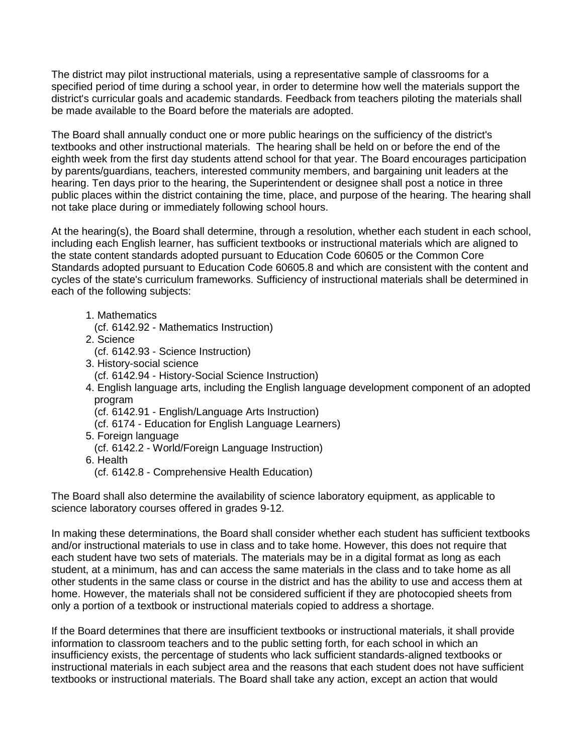The district may pilot instructional materials, using a representative sample of classrooms for a specified period of time during a school year, in order to determine how well the materials support the district's curricular goals and academic standards. Feedback from teachers piloting the materials shall be made available to the Board before the materials are adopted.

The Board shall annually conduct one or more public hearings on the sufficiency of the district's textbooks and other instructional materials. The hearing shall be held on or before the end of the eighth week from the first day students attend school for that year. The Board encourages participation by parents/guardians, teachers, interested community members, and bargaining unit leaders at the hearing. Ten days prior to the hearing, the Superintendent or designee shall post a notice in three public places within the district containing the time, place, and purpose of the hearing. The hearing shall not take place during or immediately following school hours.

At the hearing(s), the Board shall determine, through a resolution, whether each student in each school, including each English learner, has sufficient textbooks or instructional materials which are aligned to the state content standards adopted pursuant to Education Code 60605 or the Common Core Standards adopted pursuant to Education Code 60605.8 and which are consistent with the content and cycles of the state's curriculum frameworks. Sufficiency of instructional materials shall be determined in each of the following subjects:

1. Mathematics
   (cf. 6142.92 - Mathematics Instruction)
2. Science
   (cf. 6142.93 - Science Instruction)
3. History-social science
   (cf. 6142.94 - History-Social Science Instruction)
4. English language arts, including the English language development component of an adopted program
   (cf. 6142.91 - English/Language Arts Instruction)
   (cf. 6174 - Education for English Language Learners)
5. Foreign language
   (cf. 6142.2 - World/Foreign Language Instruction)
6. Health
   (cf. 6142.8 - Comprehensive Health Education)

The Board shall also determine the availability of science laboratory equipment, as applicable to science laboratory courses offered in grades 9-12.

In making these determinations, the Board shall consider whether each student has sufficient textbooks and/or instructional materials to use in class and to take home. However, this does not require that each student have two sets of materials. The materials may be in a digital format as long as each student, at a minimum, has and can access the same materials in the class and to take home as all other students in the same class or course in the district and has the ability to use and access them at home. However, the materials shall not be considered sufficient if they are photocopied sheets from only a portion of a textbook or instructional materials copied to address a shortage.

If the Board determines that there are insufficient textbooks or instructional materials, it shall provide information to classroom teachers and to the public setting forth, for each school in which an insufficiency exists, the percentage of students who lack sufficient standards-aligned textbooks or instructional materials in each subject area and the reasons that each student does not have sufficient textbooks or instructional materials. The Board shall take any action, except an action that would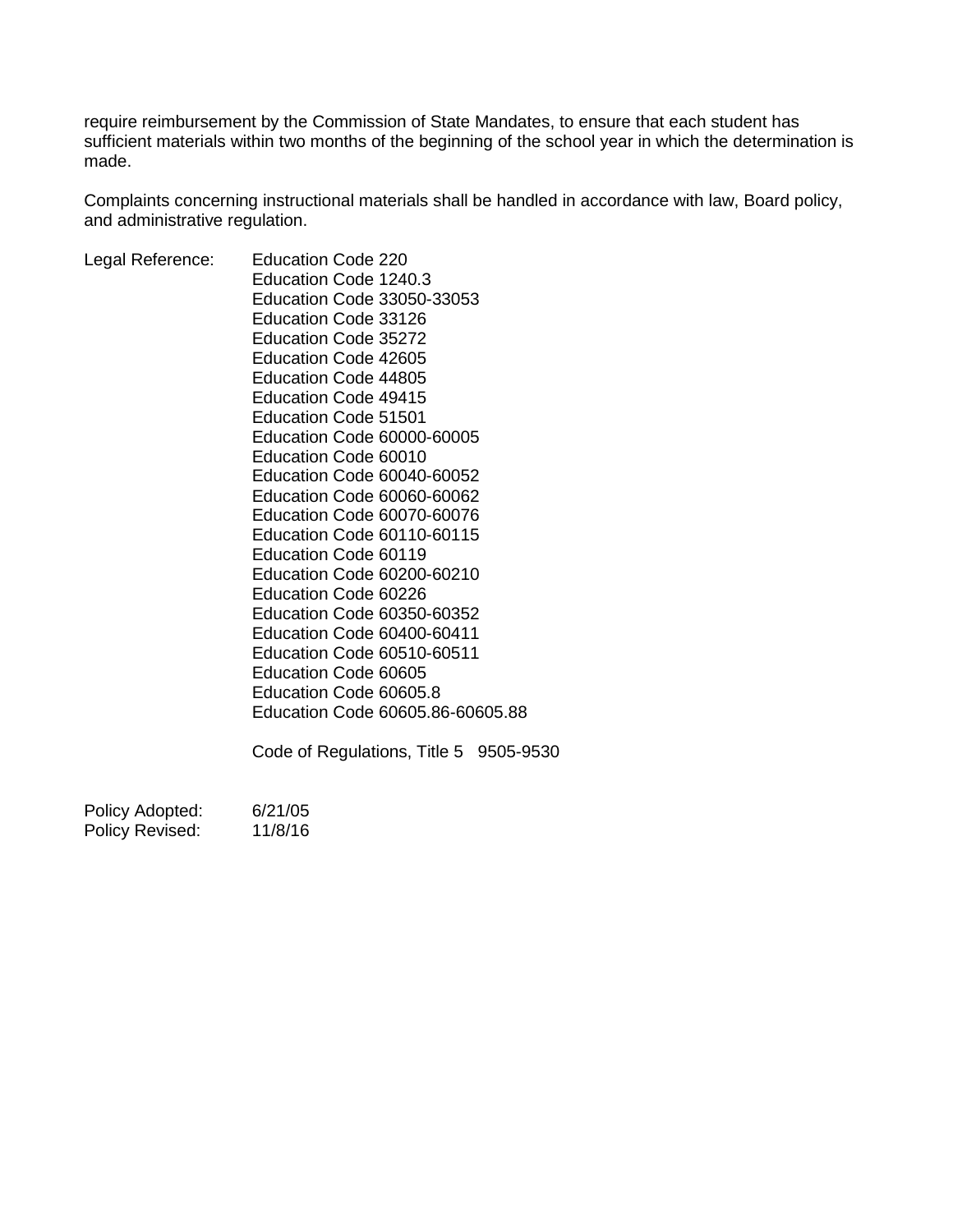require reimbursement by the Commission of State Mandates, to ensure that each student has sufficient materials within two months of the beginning of the school year in which the determination is made.

Complaints concerning instructional materials shall be handled in accordance with law, Board policy, and administrative regulation.

Legal Reference: Education Code 220
Education Code 1240.3
Education Code 33050-33053
Education Code 33126
Education Code 35272
Education Code 42605
Education Code 44805
Education Code 49415
Education Code 51501
Education Code 60000-60005
Education Code 60010
Education Code 60040-60052
Education Code 60060-60062
Education Code 60070-60076
Education Code 60110-60115
Education Code 60119
Education Code 60200-60210
Education Code 60226
Education Code 60350-60352
Education Code 60400-60411
Education Code 60510-60511
Education Code 60605
Education Code 60605.8
Education Code 60605.86-60605.88

Code of Regulations, Title 5 9505-9530

Policy Adopted: 6/21/05
Policy Revised: 11/8/16